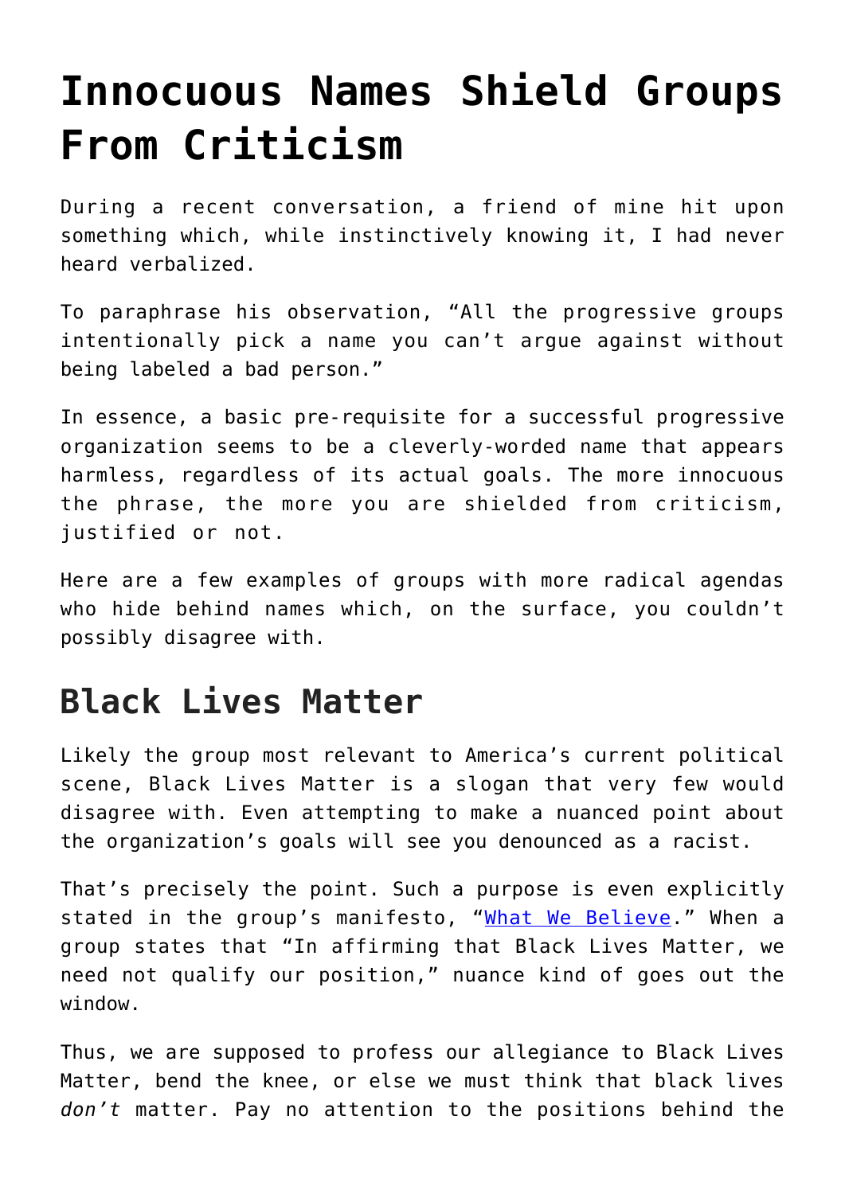# Innocuous Names Shield Groups From Criticism

During a recent conversation, a friend of mine hit upon something which, while instinctively knowing it, I had never heard verbalized.

To paraphrase his observation, "All the progressive groups intentionally pick a name you can't argue against without being labeled a bad person."

In essence, a basic pre-requisite for a successful progressive organization seems to be a cleverly-worded name that appears harmless, regardless of its actual goals. The more innocuous the phrase, the more you are shielded from criticism, justified or not.

Here are a few examples of groups with more radical agendas who hide behind names which, on the surface, you couldn't possibly disagree with.

## Black Lives Matter

Likely the group most relevant to America's current political scene, Black Lives Matter is a slogan that very few would disagree with. Even attempting to make a nuanced point about the organization's goals will see you denounced as a racist.

That's precisely the point. Such a purpose is even explicitly stated in the group's manifesto, "[What We Believe](#)." When a group states that "In affirming that Black Lives Matter, we need not qualify our position," nuance kind of goes out the window.

Thus, we are supposed to profess our allegiance to Black Lives Matter, bend the knee, or else we must think that black lives *don't* matter. Pay no attention to the positions behind the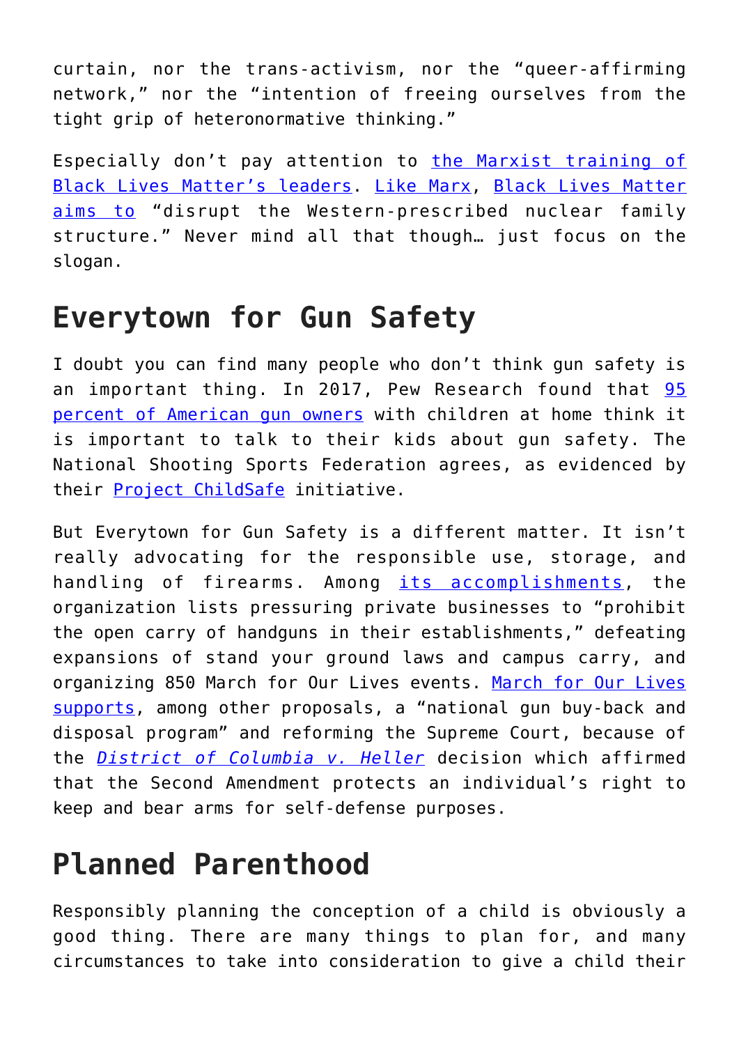curtain, nor the trans-activism, nor the "queer-affirming network," nor the "intention of freeing ourselves from the tight grip of heteronormative thinking."

Especially don't pay attention to the Marxist training of Black Lives Matter's leaders. Like Marx, Black Lives Matter aims to "disrupt the Western-prescribed nuclear family structure." Never mind all that though… just focus on the slogan.

## Everytown for Gun Safety

I doubt you can find many people who don't think gun safety is an important thing. In 2017, Pew Research found that 95 percent of American gun owners with children at home think it is important to talk to their kids about gun safety. The National Shooting Sports Federation agrees, as evidenced by their Project ChildSafe initiative.

But Everytown for Gun Safety is a different matter. It isn't really advocating for the responsible use, storage, and handling of firearms. Among its accomplishments, the organization lists pressuring private businesses to "prohibit the open carry of handguns in their establishments," defeating expansions of stand your ground laws and campus carry, and organizing 850 March for Our Lives events. March for Our Lives supports, among other proposals, a "national gun buy-back and disposal program" and reforming the Supreme Court, because of the *District of Columbia v. Heller* decision which affirmed that the Second Amendment protects an individual's right to keep and bear arms for self-defense purposes.

## Planned Parenthood

Responsibly planning the conception of a child is obviously a good thing. There are many things to plan for, and many circumstances to take into consideration to give a child their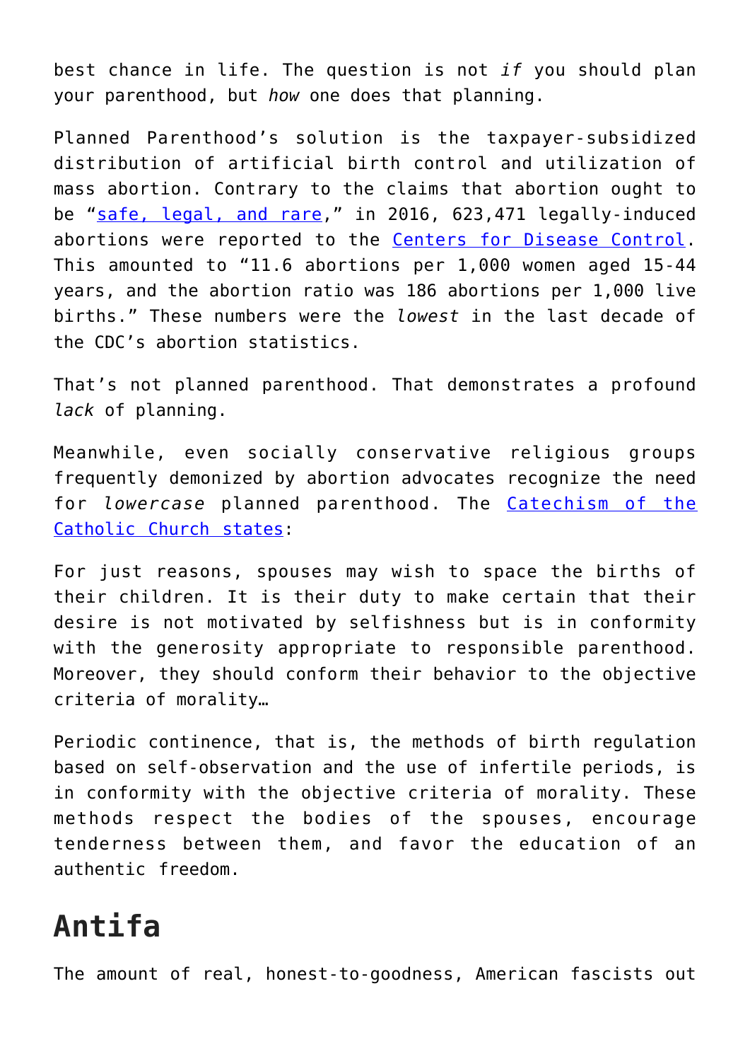best chance in life. The question is not *if* you should plan your parenthood, but *how* one does that planning.

Planned Parenthood's solution is the taxpayer-subsidized distribution of artificial birth control and utilization of mass abortion. Contrary to the claims that abortion ought to be "safe, legal, and rare," in 2016, 623,471 legally-induced abortions were reported to the Centers for Disease Control. This amounted to "11.6 abortions per 1,000 women aged 15-44 years, and the abortion ratio was 186 abortions per 1,000 live births." These numbers were the *lowest* in the last decade of the CDC's abortion statistics.

That's not planned parenthood. That demonstrates a profound *lack* of planning.

Meanwhile, even socially conservative religious groups frequently demonized by abortion advocates recognize the need for *lowercase* planned parenthood. The Catechism of the Catholic Church states:

For just reasons, spouses may wish to space the births of their children. It is their duty to make certain that their desire is not motivated by selfishness but is in conformity with the generosity appropriate to responsible parenthood. Moreover, they should conform their behavior to the objective criteria of morality…

Periodic continence, that is, the methods of birth regulation based on self-observation and the use of infertile periods, is in conformity with the objective criteria of morality. These methods respect the bodies of the spouses, encourage tenderness between them, and favor the education of an authentic freedom.

## Antifa

The amount of real, honest-to-goodness, American fascists out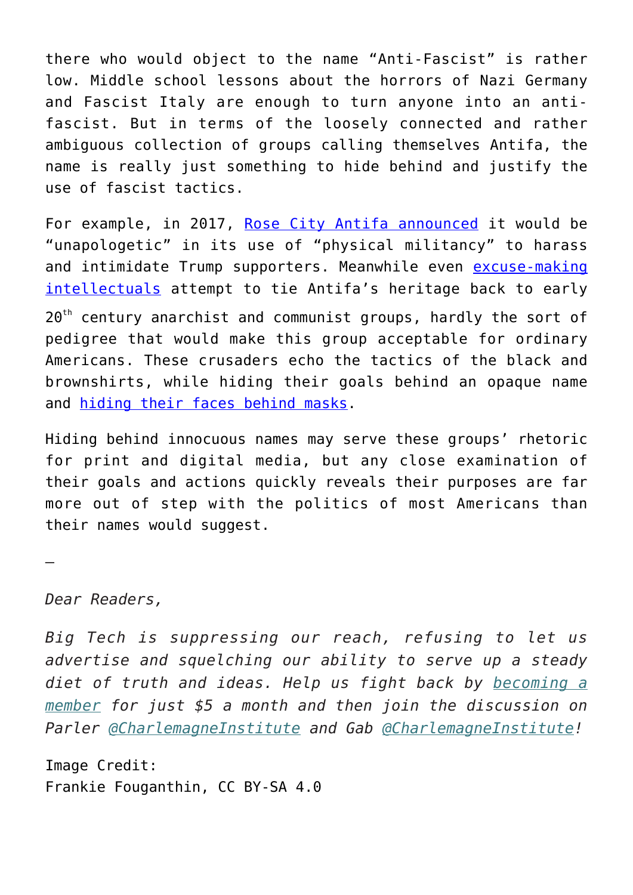there who would object to the name "Anti-Fascist" is rather low. Middle school lessons about the horrors of Nazi Germany and Fascist Italy are enough to turn anyone into an anti-fascist. But in terms of the loosely connected and rather ambiguous collection of groups calling themselves Antifa, the name is really just something to hide behind and justify the use of fascist tactics.

For example, in 2017, Rose City Antifa announced it would be "unapologetic" in its use of "physical militancy" to harass and intimidate Trump supporters. Meanwhile even excuse-making intellectuals attempt to tie Antifa's heritage back to early 20th century anarchist and communist groups, hardly the sort of pedigree that would make this group acceptable for ordinary Americans. These crusaders echo the tactics of the black and brownshirts, while hiding their goals behind an opaque name and hiding their faces behind masks.

Hiding behind innocuous names may serve these groups' rhetoric for print and digital media, but any close examination of their goals and actions quickly reveals their purposes are far more out of step with the politics of most Americans than their names would suggest.

—

*Dear Readers,*

*Big Tech is suppressing our reach, refusing to let us advertise and squelching our ability to serve up a steady diet of truth and ideas. Help us fight back by becoming a member for just $5 a month and then join the discussion on Parler @CharlemagneInstitute and Gab @CharlemagneInstitute!*

Image Credit:
Frankie Fouganthin, CC BY-SA 4.0